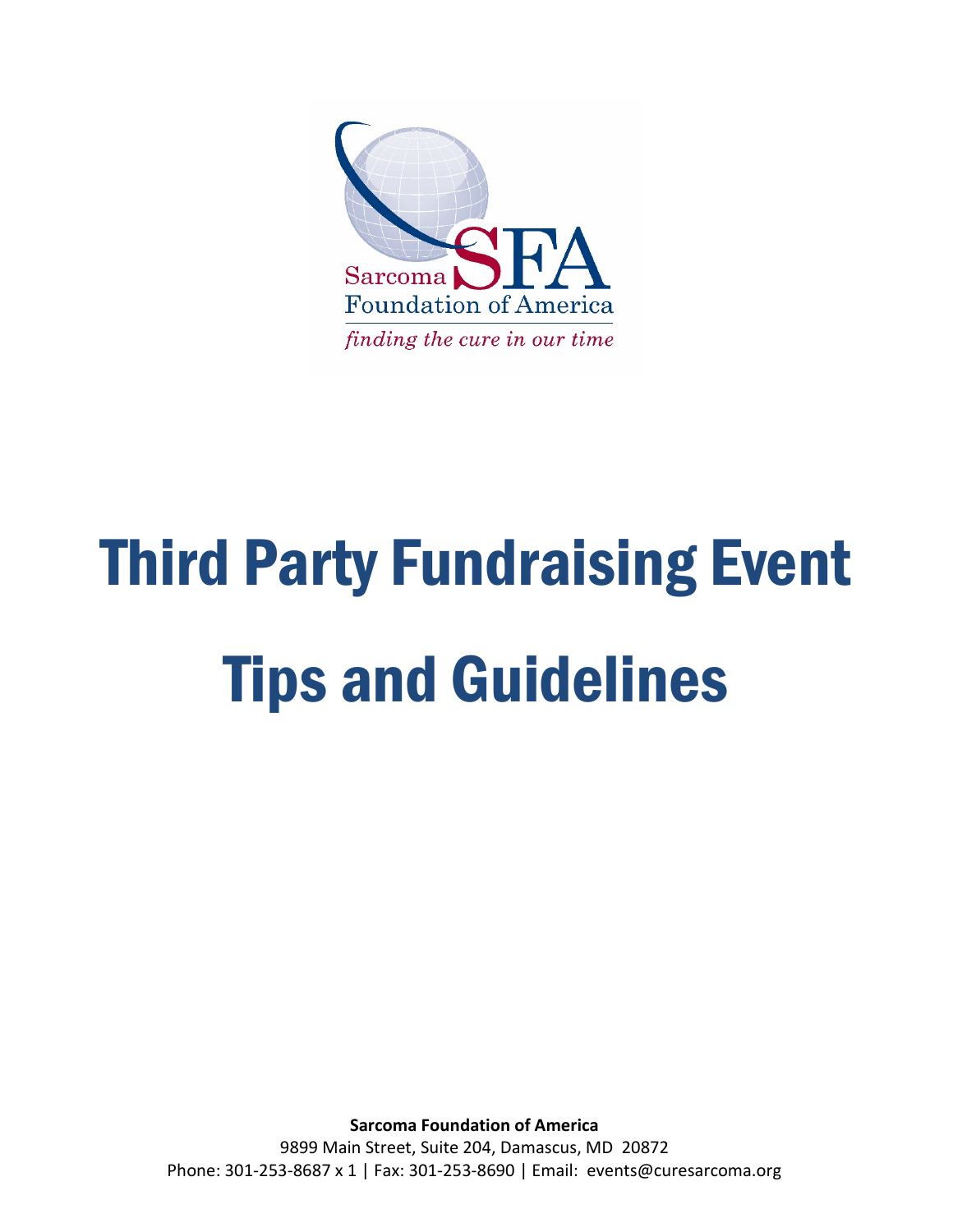Sarcoma SFA
Foundation of America
*finding the cure in our time*

# Third Party Fundraising Event Tips and Guidelines

**Sarcoma Foundation of America**
9899 Main Street, Suite 204, Damascus, MD 20872
Phone: 301-253-8687 x 1 | Fax: 301-253-8690 | Email: events@curesarcoma.org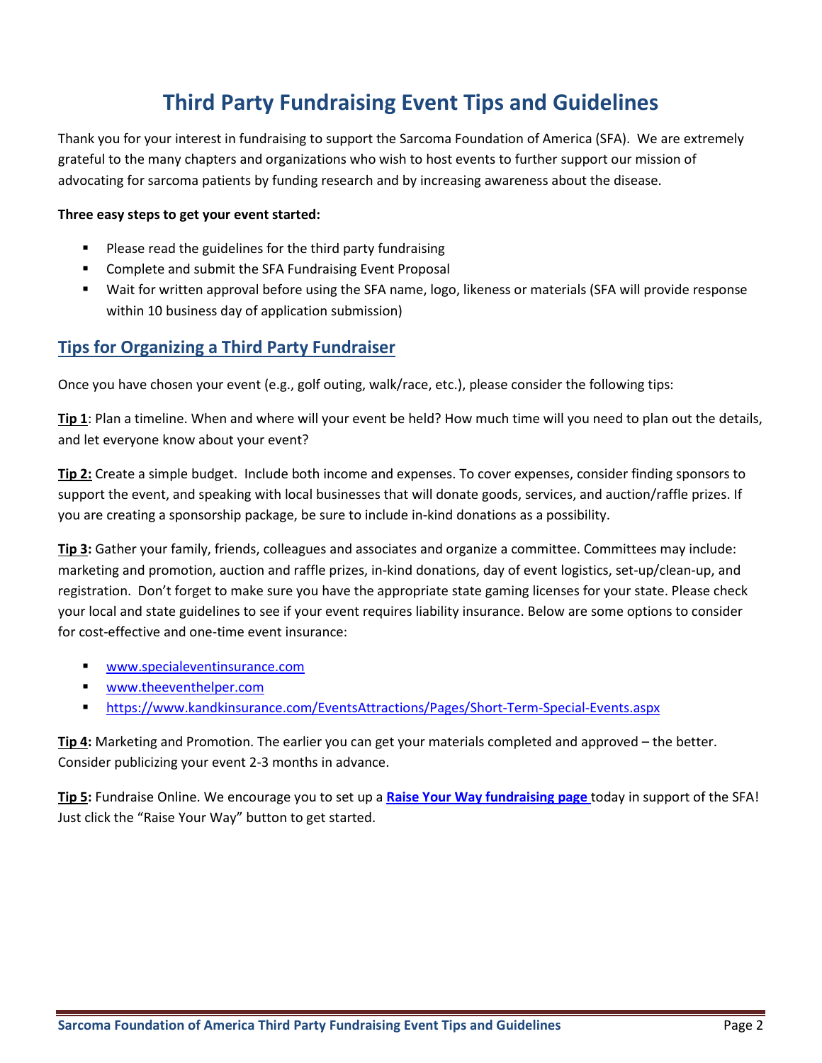# Third Party Fundraising Event Tips and Guidelines

Thank you for your interest in fundraising to support the Sarcoma Foundation of America (SFA). We are extremely grateful to the many chapters and organizations who wish to host events to further support our mission of advocating for sarcoma patients by funding research and by increasing awareness about the disease.

**Three easy steps to get your event started:**

- Please read the guidelines for the third party fundraising
- Complete and submit the SFA Fundraising Event Proposal
- Wait for written approval before using the SFA name, logo, likeness or materials (SFA will provide response within 10 business day of application submission)

## Tips for Organizing a Third Party Fundraiser

Once you have chosen your event (e.g., golf outing, walk/race, etc.), please consider the following tips:

**Tip 1**: Plan a timeline. When and where will your event be held? How much time will you need to plan out the details, and let everyone know about your event?

**Tip 2:** Create a simple budget. Include both income and expenses. To cover expenses, consider finding sponsors to support the event, and speaking with local businesses that will donate goods, services, and auction/raffle prizes. If you are creating a sponsorship package, be sure to include in-kind donations as a possibility.

**Tip 3:** Gather your family, friends, colleagues and associates and organize a committee. Committees may include: marketing and promotion, auction and raffle prizes, in-kind donations, day of event logistics, set-up/clean-up, and registration. Don't forget to make sure you have the appropriate state gaming licenses for your state. Please check your local and state guidelines to see if your event requires liability insurance. Below are some options to consider for cost-effective and one-time event insurance:

- www.specialeventinsurance.com
- www.theeventhelper.com
- https://www.kandkinsurance.com/EventsAttractions/Pages/Short-Term-Special-Events.aspx

**Tip 4:** Marketing and Promotion. The earlier you can get your materials completed and approved – the better. Consider publicizing your event 2-3 months in advance.

**Tip 5:** Fundraise Online. We encourage you to set up a **Raise Your Way fundraising page** today in support of the SFA! Just click the "Raise Your Way" button to get started.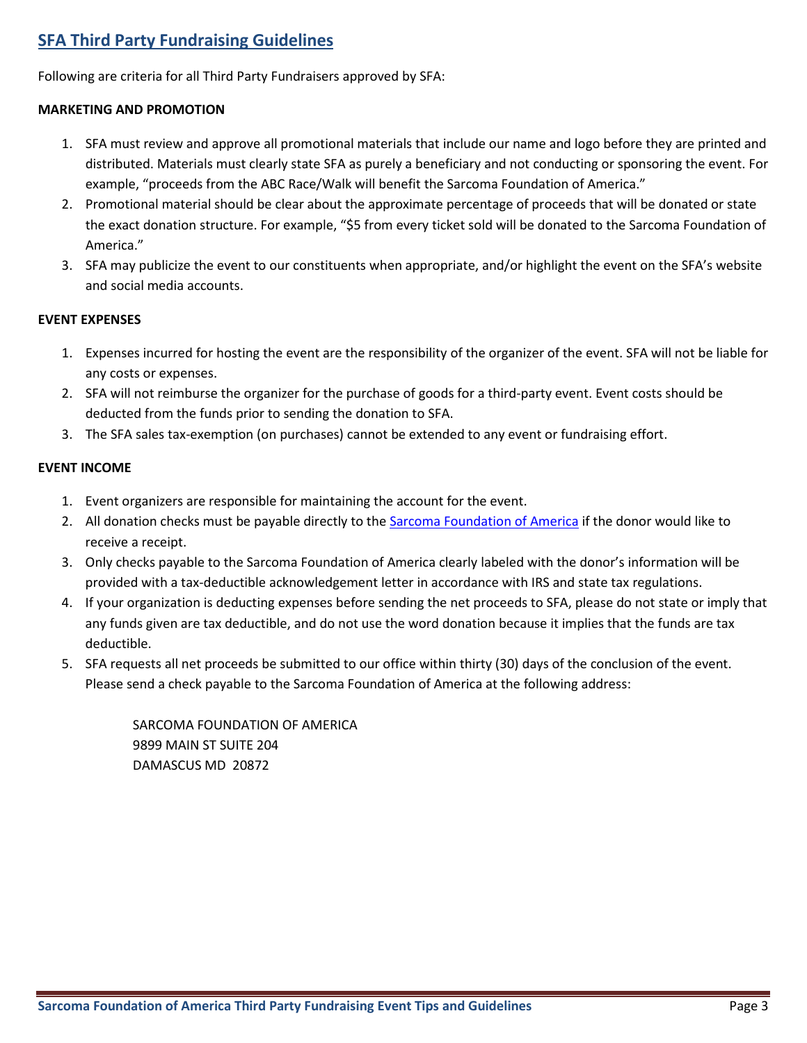## SFA Third Party Fundraising Guidelines

Following are criteria for all Third Party Fundraisers approved by SFA:

**MARKETING AND PROMOTION**

1. SFA must review and approve all promotional materials that include our name and logo before they are printed and distributed. Materials must clearly state SFA as purely a beneficiary and not conducting or sponsoring the event. For example, "proceeds from the ABC Race/Walk will benefit the Sarcoma Foundation of America."
2. Promotional material should be clear about the approximate percentage of proceeds that will be donated or state the exact donation structure. For example, "$5 from every ticket sold will be donated to the Sarcoma Foundation of America."
3. SFA may publicize the event to our constituents when appropriate, and/or highlight the event on the SFA's website and social media accounts.

**EVENT EXPENSES**

1. Expenses incurred for hosting the event are the responsibility of the organizer of the event. SFA will not be liable for any costs or expenses.
2. SFA will not reimburse the organizer for the purchase of goods for a third-party event. Event costs should be deducted from the funds prior to sending the donation to SFA.
3. The SFA sales tax-exemption (on purchases) cannot be extended to any event or fundraising effort.

**EVENT INCOME**

1. Event organizers are responsible for maintaining the account for the event.
2. All donation checks must be payable directly to the Sarcoma Foundation of America if the donor would like to receive a receipt.
3. Only checks payable to the Sarcoma Foundation of America clearly labeled with the donor's information will be provided with a tax-deductible acknowledgement letter in accordance with IRS and state tax regulations.
4. If your organization is deducting expenses before sending the net proceeds to SFA, please do not state or imply that any funds given are tax deductible, and do not use the word donation because it implies that the funds are tax deductible.
5. SFA requests all net proceeds be submitted to our office within thirty (30) days of the conclusion of the event. Please send a check payable to the Sarcoma Foundation of America at the following address:

   SARCOMA FOUNDATION OF AMERICA
   9899 MAIN ST SUITE 204
   DAMASCUS MD 20872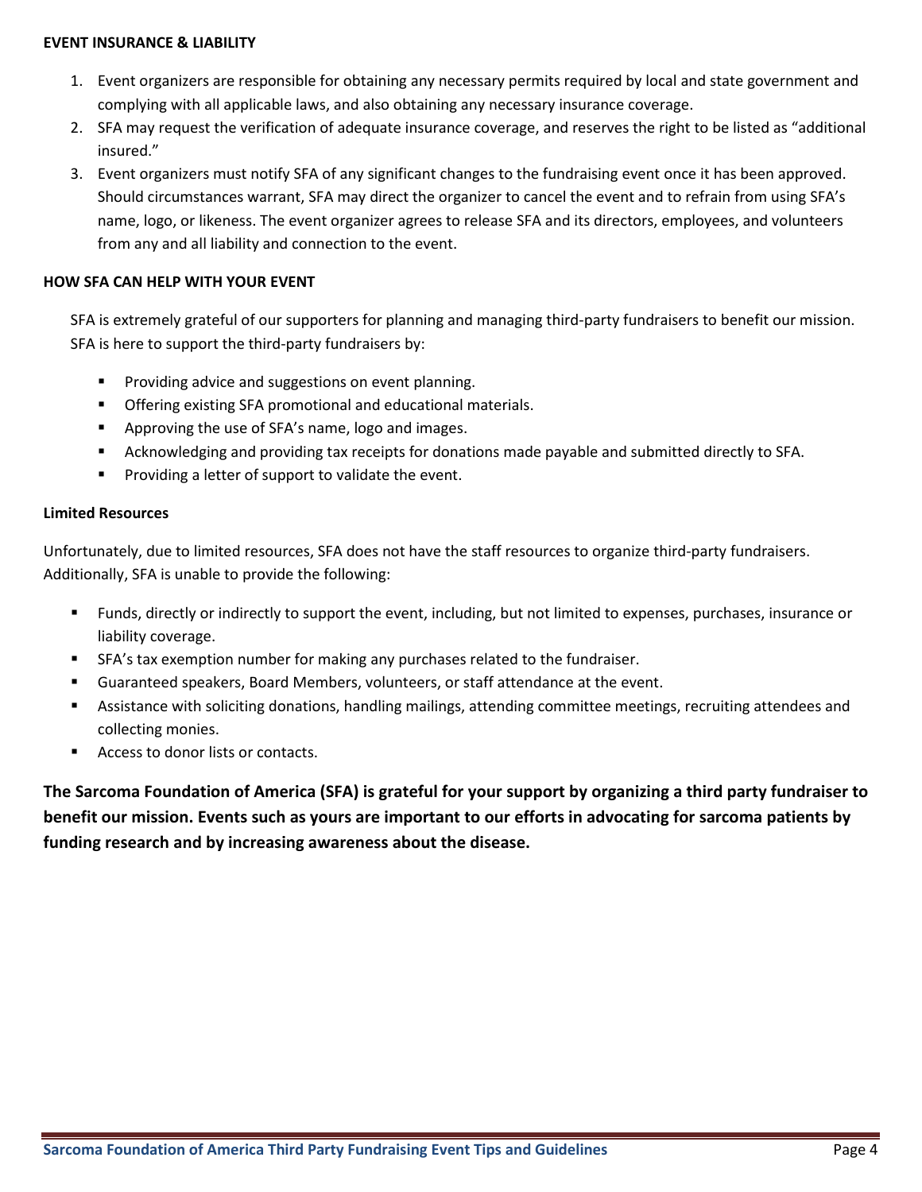**EVENT INSURANCE & LIABILITY**

1. Event organizers are responsible for obtaining any necessary permits required by local and state government and complying with all applicable laws, and also obtaining any necessary insurance coverage.
2. SFA may request the verification of adequate insurance coverage, and reserves the right to be listed as "additional insured."
3. Event organizers must notify SFA of any significant changes to the fundraising event once it has been approved. Should circumstances warrant, SFA may direct the organizer to cancel the event and to refrain from using SFA's name, logo, or likeness. The event organizer agrees to release SFA and its directors, employees, and volunteers from any and all liability and connection to the event.

**HOW SFA CAN HELP WITH YOUR EVENT**

SFA is extremely grateful of our supporters for planning and managing third-party fundraisers to benefit our mission. SFA is here to support the third-party fundraisers by:

- Providing advice and suggestions on event planning.
- Offering existing SFA promotional and educational materials.
- Approving the use of SFA's name, logo and images.
- Acknowledging and providing tax receipts for donations made payable and submitted directly to SFA.
- Providing a letter of support to validate the event.

**Limited Resources**

Unfortunately, due to limited resources, SFA does not have the staff resources to organize third-party fundraisers. Additionally, SFA is unable to provide the following:

- Funds, directly or indirectly to support the event, including, but not limited to expenses, purchases, insurance or liability coverage.
- SFA's tax exemption number for making any purchases related to the fundraiser.
- Guaranteed speakers, Board Members, volunteers, or staff attendance at the event.
- Assistance with soliciting donations, handling mailings, attending committee meetings, recruiting attendees and collecting monies.
- Access to donor lists or contacts.

**The Sarcoma Foundation of America (SFA) is grateful for your support by organizing a third party fundraiser to benefit our mission. Events such as yours are important to our efforts in advocating for sarcoma patients by funding research and by increasing awareness about the disease.**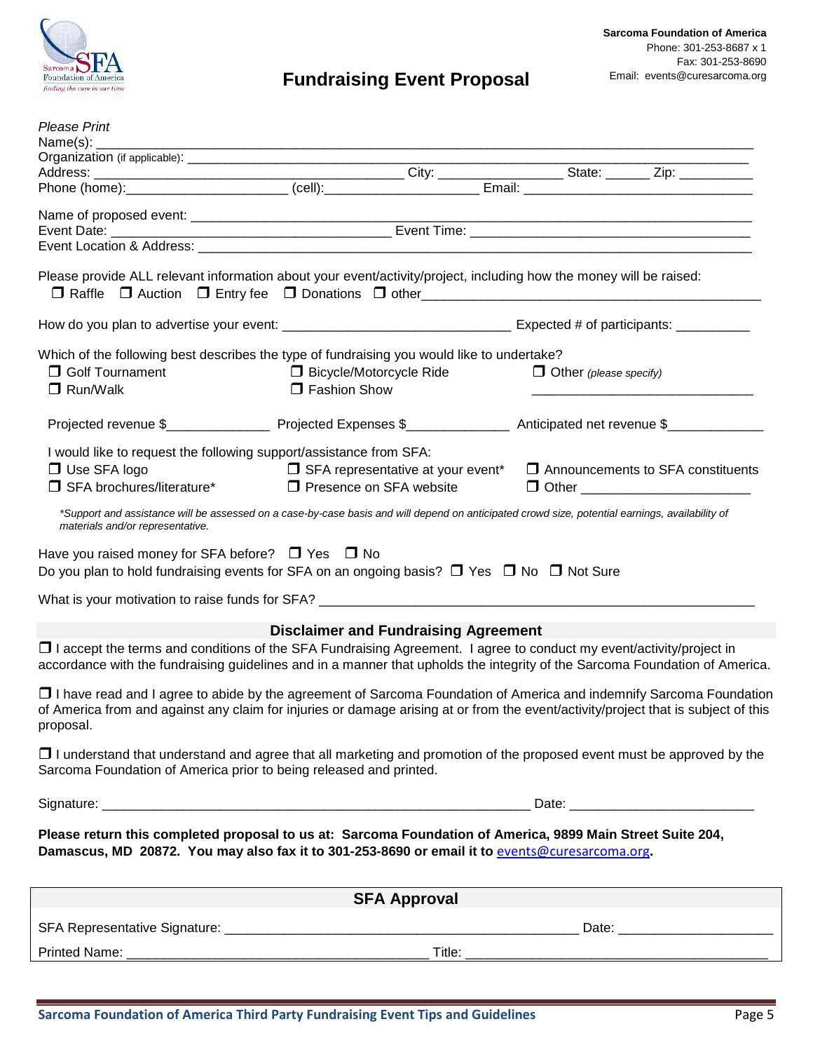Sarcoma Foundation of America
Phone: 301-253-8687 x 1
Fax: 301-253-8690
Email: events@curesarcoma.org

# Fundraising Event Proposal

*Please Print*

Name(s): ______________________________________________________________________________

Organization (if applicable): ___________________________________________________________

Address: ________________________________________ City: ________________ State: ______ Zip: __________

Phone (home):_____________________ (cell):____________________ Email: _______________________________

Name of proposed event: ______________________________________________________________

Event Date: ______________________________________ Event Time: _____________________________________

Event Location & Address: _____________________________________________________________

Please provide ALL relevant information about your event/activity/project, including how the money will be raised:

☐ Raffle ☐ Auction ☐ Entry fee ☐ Donations ☐ other_____________________________________________

How do you plan to advertise your event: ______________________________ Expected # of participants: __________

Which of the following best describes the type of fundraising you would like to undertake?

☐ Golf Tournament ☐ Bicycle/Motorcycle Ride ☐ Other *(please specify)*

☐ Run/Walk ☐ Fashion Show ______________________________

Projected revenue $______________ Projected Expenses $______________ Anticipated net revenue $_____________

I would like to request the following support/assistance from SFA:

☐ Use SFA logo ☐ SFA representative at your event* ☐ Announcements to SFA constituents

☐ SFA brochures/literature* ☐ Presence on SFA website ☐ Other _______________________

*\*Support and assistance will be assessed on a case-by-case basis and will depend on anticipated crowd size, potential earnings, availability of materials and/or representative.*

Have you raised money for SFA before? ☐ Yes ☐ No

Do you plan to hold fundraising events for SFA on an ongoing basis? ☐ Yes ☐ No ☐ Not Sure

What is your motivation to raise funds for SFA? ____________________________________________________________

## Disclaimer and Fundraising Agreement

☐ I accept the terms and conditions of the SFA Fundraising Agreement. I agree to conduct my event/activity/project in accordance with the fundraising guidelines and in a manner that upholds the integrity of the Sarcoma Foundation of America.

☐ I have read and I agree to abide by the agreement of Sarcoma Foundation of America and indemnify Sarcoma Foundation of America from and against any claim for injuries or damage arising at or from the event/activity/project that is subject of this proposal.

☐ I understand that understand and agree that all marketing and promotion of the proposed event must be approved by the Sarcoma Foundation of America prior to being released and printed.

Signature: ___________________________________________________________ Date: _________________________

**Please return this completed proposal to us at: Sarcoma Foundation of America, 9899 Main Street Suite 204, Damascus, MD 20872. You may also fax it to 301-253-8690 or email it to events@curesarcoma.org.**

## SFA Approval

SFA Representative Signature: _______________________________________________ Date: ____________________

Printed Name: ________________________________________ Title: ________________________________________